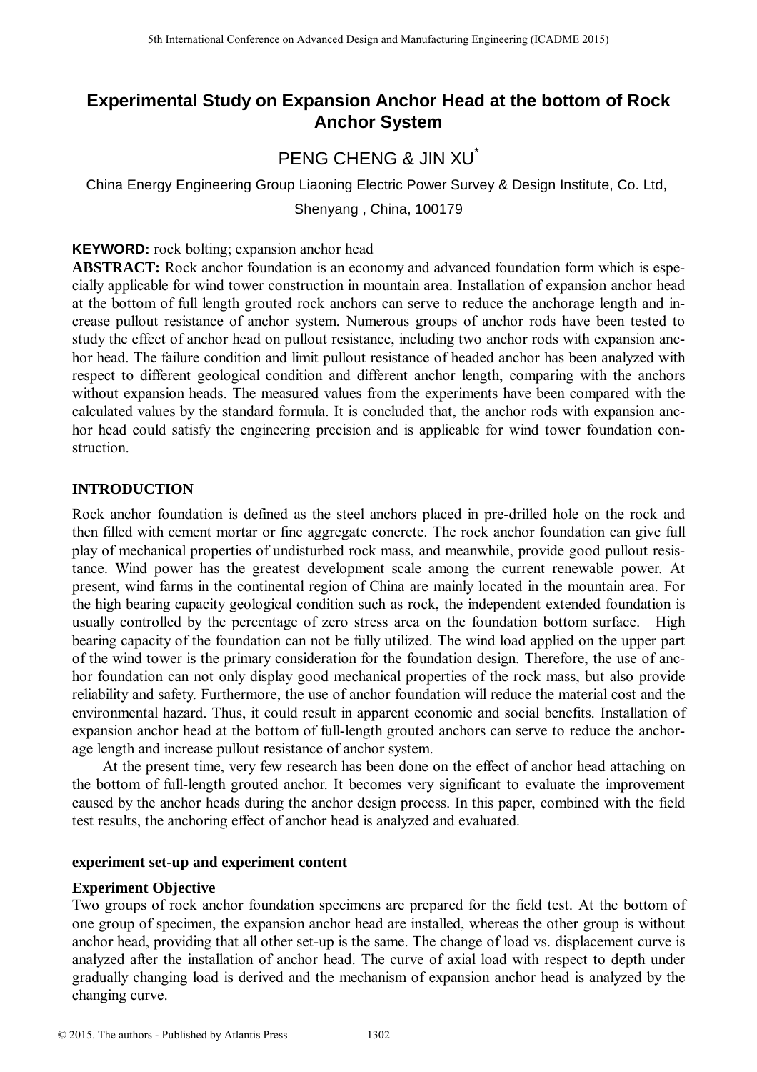# Experimental Study on Expansion Anchor Head at the bottom of Rock Anchor System

PENG CHENG & JIN XU[*]

China Energy Engineering Group Liaoning Electric Power Survey & Design Institute, Co. Ltd, Shenyang , China, 100179

**KEYWORD:** rock bolting; expansion anchor head

**ABSTRACT:** Rock anchor foundation is an economy and advanced foundation form which is especially applicable for wind tower construction in mountain area. Installation of expansion anchor head at the bottom of full length grouted rock anchors can serve to reduce the anchorage length and increase pullout resistance of anchor system. Numerous groups of anchor rods have been tested to study the effect of anchor head on pullout resistance, including two anchor rods with expansion anchor head. The failure condition and limit pullout resistance of headed anchor has been analyzed with respect to different geological condition and different anchor length, comparing with the anchors without expansion heads. The measured values from the experiments have been compared with the calculated values by the standard formula. It is concluded that, the anchor rods with expansion anchor head could satisfy the engineering precision and is applicable for wind tower foundation construction.

## INTRODUCTION

Rock anchor foundation is defined as the steel anchors placed in pre-drilled hole on the rock and then filled with cement mortar or fine aggregate concrete. The rock anchor foundation can give full play of mechanical properties of undisturbed rock mass, and meanwhile, provide good pullout resistance. Wind power has the greatest development scale among the current renewable power. At present, wind farms in the continental region of China are mainly located in the mountain area. For the high bearing capacity geological condition such as rock, the independent extended foundation is usually controlled by the percentage of zero stress area on the foundation bottom surface. High bearing capacity of the foundation can not be fully utilized. The wind load applied on the upper part of the wind tower is the primary consideration for the foundation design. Therefore, the use of anchor foundation can not only display good mechanical properties of the rock mass, but also provide reliability and safety. Furthermore, the use of anchor foundation will reduce the material cost and the environmental hazard. Thus, it could result in apparent economic and social benefits. Installation of expansion anchor head at the bottom of full-length grouted anchors can serve to reduce the anchorage length and increase pullout resistance of anchor system.

At the present time, very few research has been done on the effect of anchor head attaching on the bottom of full-length grouted anchor. It becomes very significant to evaluate the improvement caused by the anchor heads during the anchor design process. In this paper, combined with the field test results, the anchoring effect of anchor head is analyzed and evaluated.

### experiment set-up and experiment content

### Experiment Objective

Two groups of rock anchor foundation specimens are prepared for the field test. At the bottom of one group of specimen, the expansion anchor head are installed, whereas the other group is without anchor head, providing that all other set-up is the same. The change of load vs. displacement curve is analyzed after the installation of anchor head. The curve of axial load with respect to depth under gradually changing load is derived and the mechanism of expansion anchor head is analyzed by the changing curve.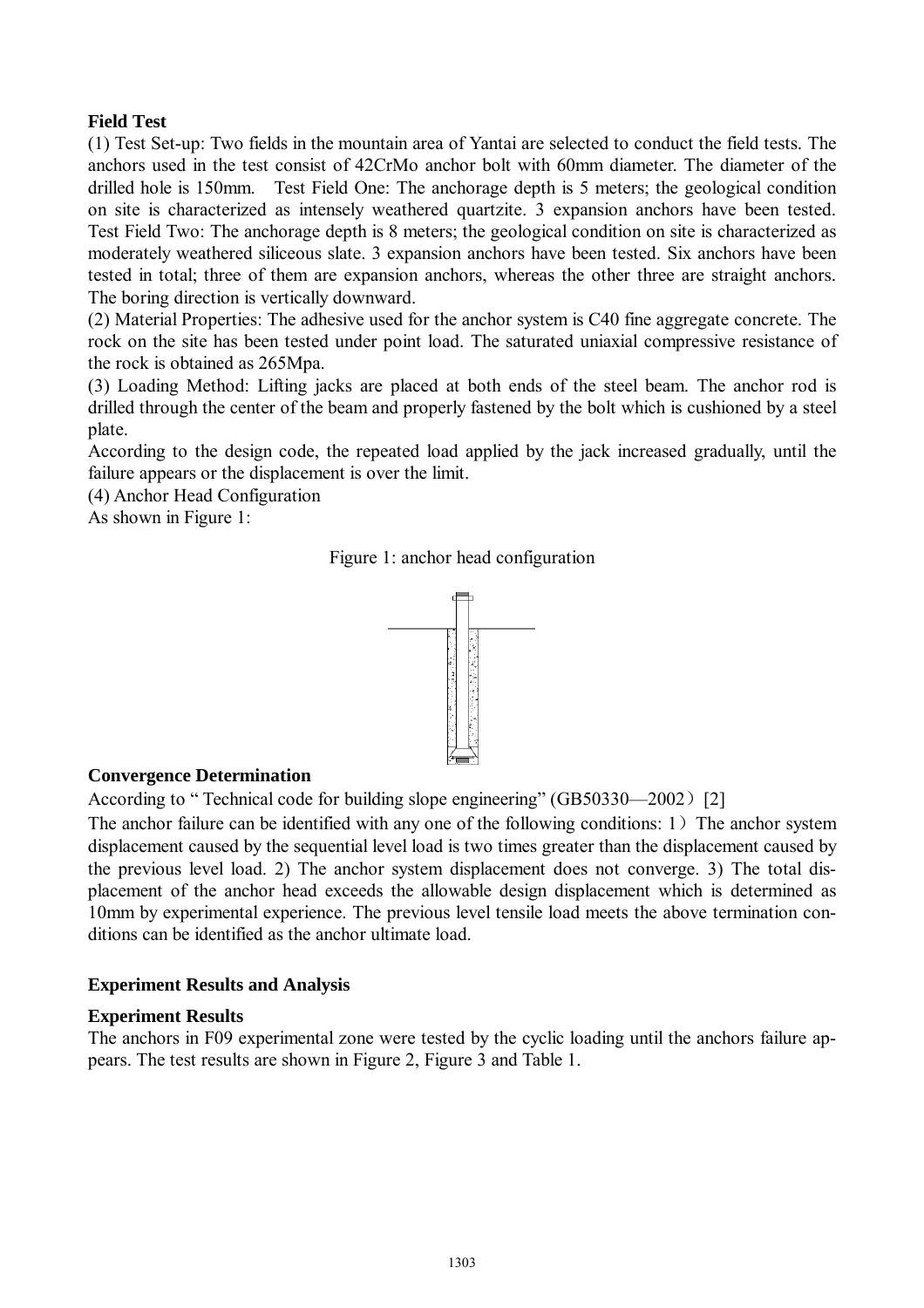**Field Test**

(1) Test Set-up: Two fields in the mountain area of Yantai are selected to conduct the field tests. The anchors used in the test consist of 42CrMo anchor bolt with 60mm diameter. The diameter of the drilled hole is 150mm. Test Field One: The anchorage depth is 5 meters; the geological condition on site is characterized as intensely weathered quartzite. 3 expansion anchors have been tested. Test Field Two: The anchorage depth is 8 meters; the geological condition on site is characterized as moderately weathered siliceous slate. 3 expansion anchors have been tested. Six anchors have been tested in total; three of them are expansion anchors, whereas the other three are straight anchors. The boring direction is vertically downward.

(2) Material Properties: The adhesive used for the anchor system is C40 fine aggregate concrete. The rock on the site has been tested under point load. The saturated uniaxial compressive resistance of the rock is obtained as 265Mpa.

(3) Loading Method: Lifting jacks are placed at both ends of the steel beam. The anchor rod is drilled through the center of the beam and properly fastened by the bolt which is cushioned by a steel plate.

According to the design code, the repeated load applied by the jack increased gradually, until the failure appears or the displacement is over the limit.

(4) Anchor Head Configuration

As shown in Figure 1:

Figure 1: anchor head configuration

**Convergence Determination**

According to " Technical code for building slope engineering" (GB50330—2002) [2]

The anchor failure can be identified with any one of the following conditions: 1) The anchor system displacement caused by the sequential level load is two times greater than the displacement caused by the previous level load. 2) The anchor system displacement does not converge. 3) The total displacement of the anchor head exceeds the allowable design displacement which is determined as 10mm by experimental experience. The previous level tensile load meets the above termination conditions can be identified as the anchor ultimate load.

## Experiment Results and Analysis

**Experiment Results**

The anchors in F09 experimental zone were tested by the cyclic loading until the anchors failure appears. The test results are shown in Figure 2, Figure 3 and Table 1.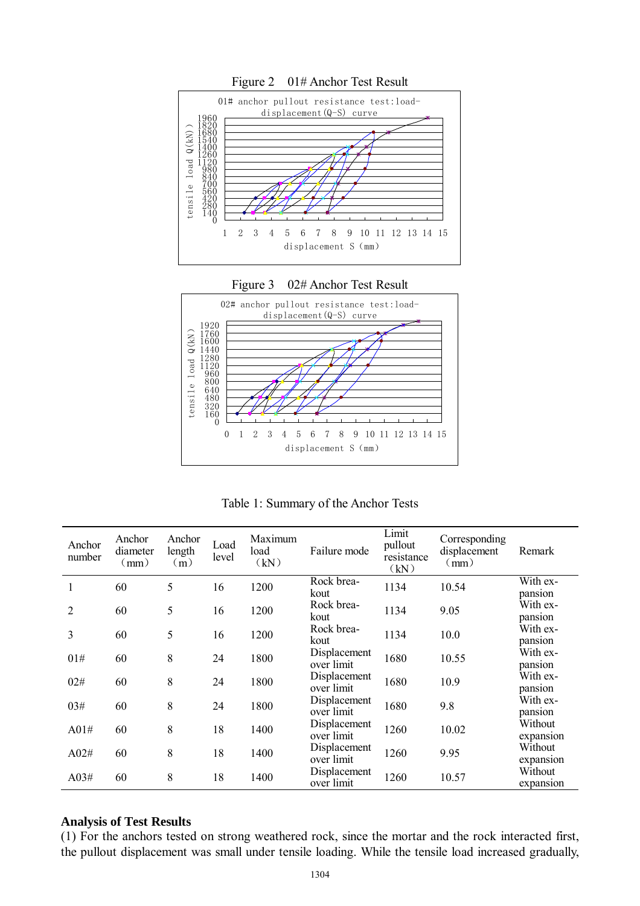Figure 2 01# Anchor Test Result

Figure 3 02# Anchor Test Result

Table 1: Summary of the Anchor Tests

| Anchor number | Anchor diameter （mm） | Anchor length （m） | Load level | Maximum load （kN） | Failure mode | Limit pullout resistance （kN） | Corresponding displacement （mm） | Remark |
|---|---|---|---|---|---|---|---|---|
| 1 | 60 | 5 | 16 | 1200 | Rock breakout | 1134 | 10.54 | With expansion |
| 2 | 60 | 5 | 16 | 1200 | Rock breakout | 1134 | 9.05 | With expansion |
| 3 | 60 | 5 | 16 | 1200 | Rock breakout | 1134 | 10.0 | With expansion |
| 01# | 60 | 8 | 24 | 1800 | Displacement over limit | 1680 | 10.55 | With expansion |
| 02# | 60 | 8 | 24 | 1800 | Displacement over limit | 1680 | 10.9 | With expansion |
| 03# | 60 | 8 | 24 | 1800 | Displacement over limit | 1680 | 9.8 | With expansion |
| A01# | 60 | 8 | 18 | 1400 | Displacement over limit | 1260 | 10.02 | Without expansion |
| A02# | 60 | 8 | 18 | 1400 | Displacement over limit | 1260 | 9.95 | Without expansion |
| A03# | 60 | 8 | 18 | 1400 | Displacement over limit | 1260 | 10.57 | Without expansion |

**Analysis of Test Results**

(1) For the anchors tested on strong weathered rock, since the mortar and the rock interacted first, the pullout displacement was small under tensile loading. While the tensile load increased gradually,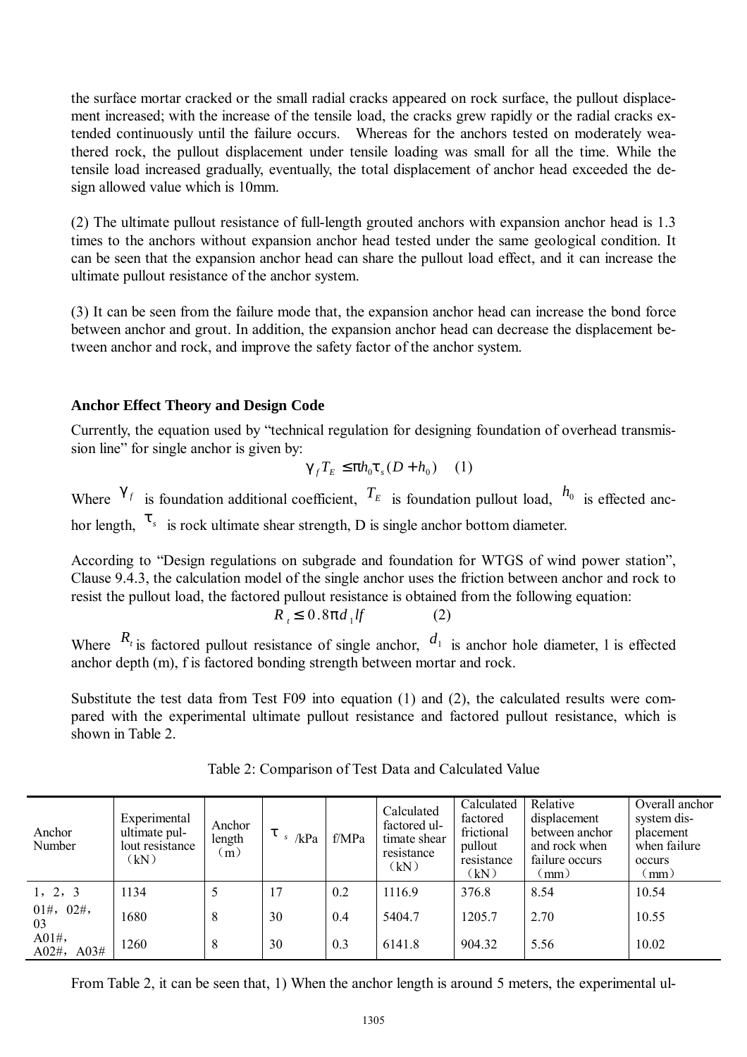the surface mortar cracked or the small radial cracks appeared on rock surface, the pullout displacement increased; with the increase of the tensile load, the cracks grew rapidly or the radial cracks extended continuously until the failure occurs. Whereas for the anchors tested on moderately weathered rock, the pullout displacement under tensile loading was small for all the time. While the tensile load increased gradually, eventually, the total displacement of anchor head exceeded the design allowed value which is 10mm.

(2) The ultimate pullout resistance of full-length grouted anchors with expansion anchor head is 1.3 times to the anchors without expansion anchor head tested under the same geological condition. It can be seen that the expansion anchor head can share the pullout load effect, and it can increase the ultimate pullout resistance of the anchor system.

(3) It can be seen from the failure mode that, the expansion anchor head can increase the bond force between anchor and grout. In addition, the expansion anchor head can decrease the displacement between anchor and rock, and improve the safety factor of the anchor system.

### Anchor Effect Theory and Design Code

Currently, the equation used by "technical regulation for designing foundation of overhead transmission line" for single anchor is given by:

$$\gamma_f T_E \le \pi h_0 \tau_s (D + h_0) \quad (1)$$

Where $\gamma_f$ is foundation additional coefficient, $T_E$ is foundation pullout load, $h_0$ is effected anchor length, $\tau_s$ is rock ultimate shear strength, D is single anchor bottom diameter.

According to "Design regulations on subgrade and foundation for WTGS of wind power station", Clause 9.4.3, the calculation model of the single anchor uses the friction between anchor and rock to resist the pullout load, the factored pullout resistance is obtained from the following equation:

$$R_t \le 0.8\pi d_1 l f \quad (2)$$

Where $R_t$ is factored pullout resistance of single anchor, $d_1$ is anchor hole diameter, l is effected anchor depth (m), f is factored bonding strength between mortar and rock.

Substitute the test data from Test F09 into equation (1) and (2), the calculated results were compared with the experimental ultimate pullout resistance and factored pullout resistance, which is shown in Table 2.

Table 2: Comparison of Test Data and Calculated Value

| Anchor Number | Experimental ultimate pullout resistance (kN) | Anchor length (m) | $\tau_s$ /kPa | f/MPa | Calculated factored ultimate shear resistance (kN) | Calculated factored frictional pullout resistance (kN) | Relative displacement between anchor and rock when failure occurs (mm) | Overall anchor system displacement when failure occurs (mm) |
|---|---|---|---|---|---|---|---|---|
| 1，2，3 | 1134 | 5 | 17 | 0.2 | 1116.9 | 376.8 | 8.54 | 10.54 |
| 01#，02#，03 | 1680 | 8 | 30 | 0.4 | 5404.7 | 1205.7 | 2.70 | 10.55 |
| A01#，A02#，A03# | 1260 | 8 | 30 | 0.3 | 6141.8 | 904.32 | 5.56 | 10.02 |

From Table 2, it can be seen that, 1) When the anchor length is around 5 meters, the experimental ul-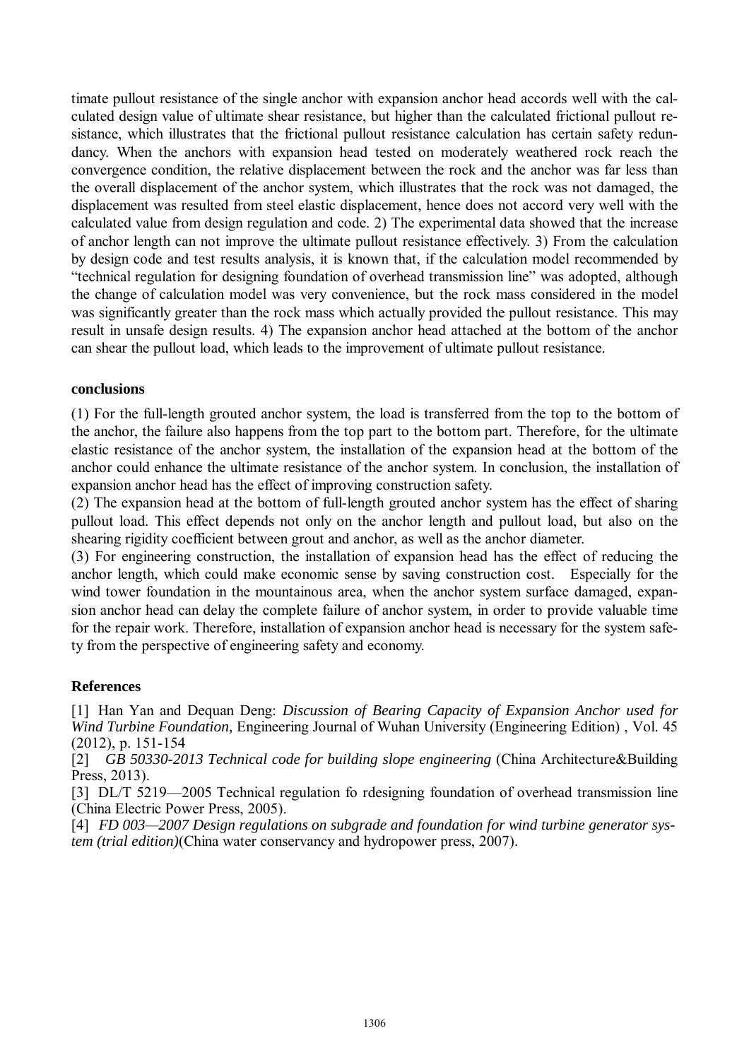timate pullout resistance of the single anchor with expansion anchor head accords well with the calculated design value of ultimate shear resistance, but higher than the calculated frictional pullout resistance, which illustrates that the frictional pullout resistance calculation has certain safety redundancy. When the anchors with expansion head tested on moderately weathered rock reach the convergence condition, the relative displacement between the rock and the anchor was far less than the overall displacement of the anchor system, which illustrates that the rock was not damaged, the displacement was resulted from steel elastic displacement, hence does not accord very well with the calculated value from design regulation and code. 2) The experimental data showed that the increase of anchor length can not improve the ultimate pullout resistance effectively. 3) From the calculation by design code and test results analysis, it is known that, if the calculation model recommended by "technical regulation for designing foundation of overhead transmission line" was adopted, although the change of calculation model was very convenience, but the rock mass considered in the model was significantly greater than the rock mass which actually provided the pullout resistance. This may result in unsafe design results. 4) The expansion anchor head attached at the bottom of the anchor can shear the pullout load, which leads to the improvement of ultimate pullout resistance.

## conclusions

(1) For the full-length grouted anchor system, the load is transferred from the top to the bottom of the anchor, the failure also happens from the top part to the bottom part. Therefore, for the ultimate elastic resistance of the anchor system, the installation of the expansion head at the bottom of the anchor could enhance the ultimate resistance of the anchor system. In conclusion, the installation of expansion anchor head has the effect of improving construction safety.

(2) The expansion head at the bottom of full-length grouted anchor system has the effect of sharing pullout load. This effect depends not only on the anchor length and pullout load, but also on the shearing rigidity coefficient between grout and anchor, as well as the anchor diameter.

(3) For engineering construction, the installation of expansion head has the effect of reducing the anchor length, which could make economic sense by saving construction cost. Especially for the wind tower foundation in the mountainous area, when the anchor system surface damaged, expansion anchor head can delay the complete failure of anchor system, in order to provide valuable time for the repair work. Therefore, installation of expansion anchor head is necessary for the system safety from the perspective of engineering safety and economy.

## References

[1] Han Yan and Dequan Deng: *Discussion of Bearing Capacity of Expansion Anchor used for Wind Turbine Foundation,* Engineering Journal of Wuhan University (Engineering Edition) , Vol. 45 (2012), p. 151-154

[2] *GB 50330-2013 Technical code for building slope engineering* (China Architecture&Building Press, 2013).

[3] DL/T 5219—2005 Technical regulation fo rdesigning foundation of overhead transmission line (China Electric Power Press, 2005).

[4] *FD 003—2007 Design regulations on subgrade and foundation for wind turbine generator system (trial edition)*(China water conservancy and hydropower press, 2007).